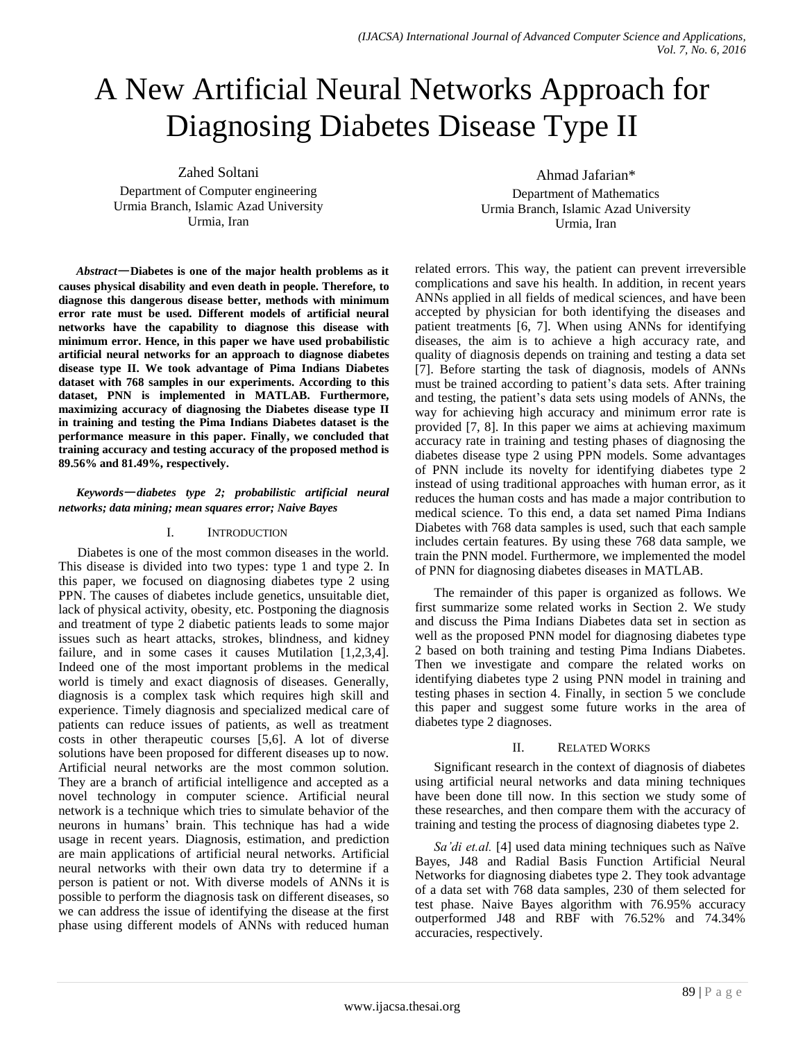# A New Artificial Neural Networks Approach for Diagnosing Diabetes Disease Type II

Zahed Soltani
Department of Computer engineering
Urmia Branch, Islamic Azad University
Urmia, Iran

Ahmad Jafarian*
Department of Mathematics
Urmia Branch, Islamic Azad University
Urmia, Iran

***Abstract*—Diabetes is one of the major health problems as it causes physical disability and even death in people. Therefore, to diagnose this dangerous disease better, methods with minimum error rate must be used. Different models of artificial neural networks have the capability to diagnose this disease with minimum error. Hence, in this paper we have used probabilistic artificial neural networks for an approach to diagnose diabetes disease type II. We took advantage of Pima Indians Diabetes dataset with 768 samples in our experiments. According to this dataset, PNN is implemented in MATLAB. Furthermore, maximizing accuracy of diagnosing the Diabetes disease type II in training and testing the Pima Indians Diabetes dataset is the performance measure in this paper. Finally, we concluded that training accuracy and testing accuracy of the proposed method is 89.56% and 81.49%, respectively.**

***Keywords*—*diabetes type 2; probabilistic artificial neural networks; data mining; mean squares error; Naive Bayes***

## I. Introduction

Diabetes is one of the most common diseases in the world. This disease is divided into two types: type 1 and type 2. In this paper, we focused on diagnosing diabetes type 2 using PPN. The causes of diabetes include genetics, unsuitable diet, lack of physical activity, obesity, etc. Postponing the diagnosis and treatment of type 2 diabetic patients leads to some major issues such as heart attacks, strokes, blindness, and kidney failure, and in some cases it causes Mutilation [1,2,3,4]. Indeed one of the most important problems in the medical world is timely and exact diagnosis of diseases. Generally, diagnosis is a complex task which requires high skill and experience. Timely diagnosis and specialized medical care of patients can reduce issues of patients, as well as treatment costs in other therapeutic courses [5,6]. A lot of diverse solutions have been proposed for different diseases up to now. Artificial neural networks are the most common solution. They are a branch of artificial intelligence and accepted as a novel technology in computer science. Artificial neural network is a technique which tries to simulate behavior of the neurons in humans' brain. This technique has had a wide usage in recent years. Diagnosis, estimation, and prediction are main applications of artificial neural networks. Artificial neural networks with their own data try to determine if a person is patient or not. With diverse models of ANNs it is possible to perform the diagnosis task on different diseases, so we can address the issue of identifying the disease at the first phase using different models of ANNs with reduced human related errors. This way, the patient can prevent irreversible complications and save his health. In addition, in recent years ANNs applied in all fields of medical sciences, and have been accepted by physician for both identifying the diseases and patient treatments [6, 7]. When using ANNs for identifying diseases, the aim is to achieve a high accuracy rate, and quality of diagnosis depends on training and testing a data set [7]. Before starting the task of diagnosis, models of ANNs must be trained according to patient's data sets. After training and testing, the patient's data sets using models of ANNs, the way for achieving high accuracy and minimum error rate is provided [7, 8]. In this paper we aims at achieving maximum accuracy rate in training and testing phases of diagnosing the diabetes disease type 2 using PPN models. Some advantages of PNN include its novelty for identifying diabetes type 2 instead of using traditional approaches with human error, as it reduces the human costs and has made a major contribution to medical science. To this end, a data set named Pima Indians Diabetes with 768 data samples is used, such that each sample includes certain features. By using these 768 data sample, we train the PNN model. Furthermore, we implemented the model of PNN for diagnosing diabetes diseases in MATLAB.

The remainder of this paper is organized as follows. We first summarize some related works in Section 2. We study and discuss the Pima Indians Diabetes data set in section as well as the proposed PNN model for diagnosing diabetes type 2 based on both training and testing Pima Indians Diabetes. Then we investigate and compare the related works on identifying diabetes type 2 using PNN model in training and testing phases in section 4. Finally, in section 5 we conclude this paper and suggest some future works in the area of diabetes type 2 diagnoses.

## II. Related Works

Significant research in the context of diagnosis of diabetes using artificial neural networks and data mining techniques have been done till now. In this section we study some of these researches, and then compare them with the accuracy of training and testing the process of diagnosing diabetes type 2.

*Sa'di et.al.* [4] used data mining techniques such as Naïve Bayes, J48 and Radial Basis Function Artificial Neural Networks for diagnosing diabetes type 2. They took advantage of a data set with 768 data samples, 230 of them selected for test phase. Naive Bayes algorithm with 76.95% accuracy outperformed J48 and RBF with 76.52% and 74.34% accuracies, respectively.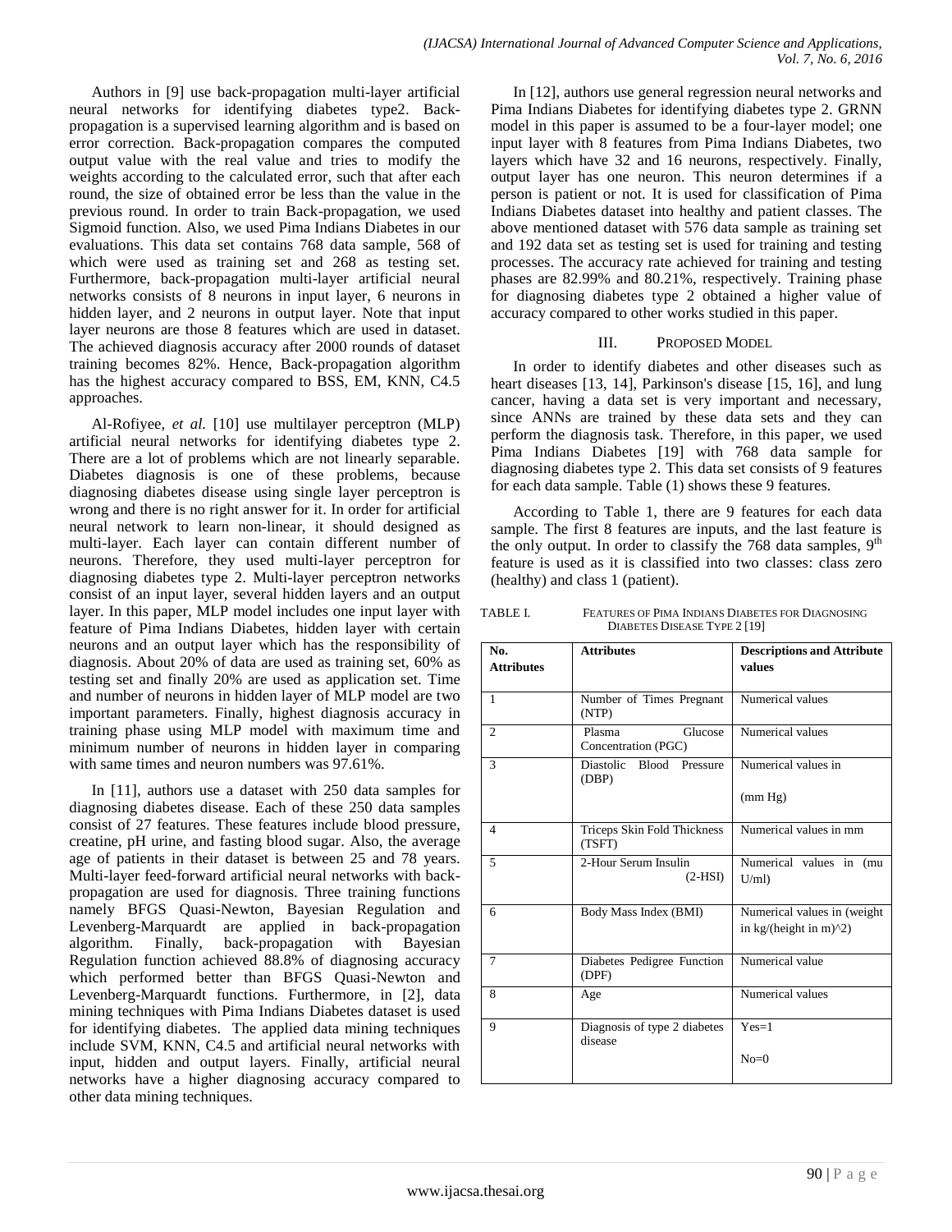Authors in [9] use back-propagation multi-layer artificial neural networks for identifying diabetes type2. Back-propagation is a supervised learning algorithm and is based on error correction. Back-propagation compares the computed output value with the real value and tries to modify the weights according to the calculated error, such that after each round, the size of obtained error be less than the value in the previous round. In order to train Back-propagation, we used Sigmoid function. Also, we used Pima Indians Diabetes in our evaluations. This data set contains 768 data sample, 568 of which were used as training set and 268 as testing set. Furthermore, back-propagation multi-layer artificial neural networks consists of 8 neurons in input layer, 6 neurons in hidden layer, and 2 neurons in output layer. Note that input layer neurons are those 8 features which are used in dataset. The achieved diagnosis accuracy after 2000 rounds of dataset training becomes 82%. Hence, Back-propagation algorithm has the highest accuracy compared to BSS, EM, KNN, C4.5 approaches.

Al-Rofiyee, *et al.* [10] use multilayer perceptron (MLP) artificial neural networks for identifying diabetes type 2. There are a lot of problems which are not linearly separable. Diabetes diagnosis is one of these problems, because diagnosing diabetes disease using single layer perceptron is wrong and there is no right answer for it. In order for artificial neural network to learn non-linear, it should designed as multi-layer. Each layer can contain different number of neurons. Therefore, they used multi-layer perceptron for diagnosing diabetes type 2. Multi-layer perceptron networks consist of an input layer, several hidden layers and an output layer. In this paper, MLP model includes one input layer with feature of Pima Indians Diabetes, hidden layer with certain neurons and an output layer which has the responsibility of diagnosis. About 20% of data are used as training set, 60% as testing set and finally 20% are used as application set. Time and number of neurons in hidden layer of MLP model are two important parameters. Finally, highest diagnosis accuracy in training phase using MLP model with maximum time and minimum number of neurons in hidden layer in comparing with same times and neuron numbers was 97.61%.

In [11], authors use a dataset with 250 data samples for diagnosing diabetes disease. Each of these 250 data samples consist of 27 features. These features include blood pressure, creatine, pH urine, and fasting blood sugar. Also, the average age of patients in their dataset is between 25 and 78 years. Multi-layer feed-forward artificial neural networks with back-propagation are used for diagnosis. Three training functions namely BFGS Quasi-Newton, Bayesian Regulation and Levenberg-Marquardt are applied in back-propagation algorithm. Finally, back-propagation with Bayesian Regulation function achieved 88.8% of diagnosing accuracy which performed better than BFGS Quasi-Newton and Levenberg-Marquardt functions. Furthermore, in [2], data mining techniques with Pima Indians Diabetes dataset is used for identifying diabetes. The applied data mining techniques include SVM, KNN, C4.5 and artificial neural networks with input, hidden and output layers. Finally, artificial neural networks have a higher diagnosing accuracy compared to other data mining techniques.

In [12], authors use general regression neural networks and Pima Indians Diabetes for identifying diabetes type 2. GRNN model in this paper is assumed to be a four-layer model; one input layer with 8 features from Pima Indians Diabetes, two layers which have 32 and 16 neurons, respectively. Finally, output layer has one neuron. This neuron determines if a person is patient or not. It is used for classification of Pima Indians Diabetes dataset into healthy and patient classes. The above mentioned dataset with 576 data sample as training set and 192 data set as testing set is used for training and testing processes. The accuracy rate achieved for training and testing phases are 82.99% and 80.21%, respectively. Training phase for diagnosing diabetes type 2 obtained a higher value of accuracy compared to other works studied in this paper.

## III. Proposed Model

In order to identify diabetes and other diseases such as heart diseases [13, 14], Parkinson's disease [15, 16], and lung cancer, having a data set is very important and necessary, since ANNs are trained by these data sets and they can perform the diagnosis task. Therefore, in this paper, we used Pima Indians Diabetes [19] with 768 data sample for diagnosing diabetes type 2. This data set consists of 9 features for each data sample. Table (1) shows these 9 features.

According to Table 1, there are 9 features for each data sample. The first 8 features are inputs, and the last feature is the only output. In order to classify the 768 data samples, 9th feature is used as it is classified into two classes: class zero (healthy) and class 1 (patient).

TABLE I. Features of Pima Indians Diabetes for Diagnosing Diabetes Disease Type 2 [19]

| No. Attributes | Attributes | Descriptions and Attribute values |
|---|---|---|
| 1 | Number of Times Pregnant (NTP) | Numerical values |
| 2 | Plasma Glucose Concentration (PGC) | Numerical values |
| 3 | Diastolic Blood Pressure (DBP) | Numerical values in (mm Hg) |
| 4 | Triceps Skin Fold Thickness (TSFT) | Numerical values in mm |
| 5 | 2-Hour Serum Insulin (2-HSI) | Numerical values in (mu U/ml) |
| 6 | Body Mass Index (BMI) | Numerical values in (weight in kg/(height in m)^2) |
| 7 | Diabetes Pedigree Function (DPF) | Numerical value |
| 8 | Age | Numerical values |
| 9 | Diagnosis of type 2 diabetes disease | Yes=1 No=0 |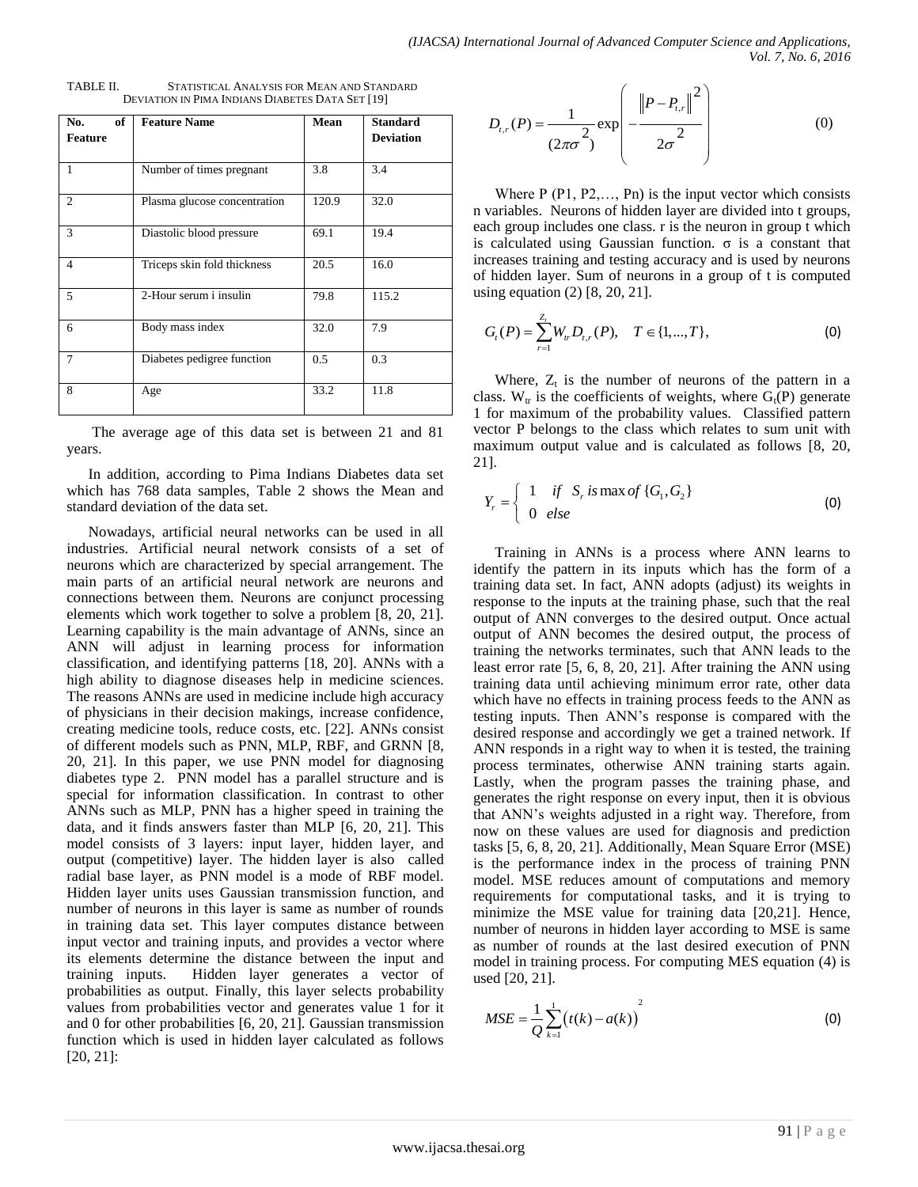TABLE II. STATISTICAL ANALYSIS FOR MEAN AND STANDARD DEVIATION IN PIMA INDIANS DIABETES DATA SET [19]

| No. of Feature | Feature Name | Mean | Standard Deviation |
|---|---|---|---|
| 1 | Number of times pregnant | 3.8 | 3.4 |
| 2 | Plasma glucose concentration | 120.9 | 32.0 |
| 3 | Diastolic blood pressure | 69.1 | 19.4 |
| 4 | Triceps skin fold thickness | 20.5 | 16.0 |
| 5 | 2-Hour serum i insulin | 79.8 | 115.2 |
| 6 | Body mass index | 32.0 | 7.9 |
| 7 | Diabetes pedigree function | 0.5 | 0.3 |
| 8 | Age | 33.2 | 11.8 |

The average age of this data set is between 21 and 81 years.

In addition, according to Pima Indians Diabetes data set which has 768 data samples, Table 2 shows the Mean and standard deviation of the data set.

Nowadays, artificial neural networks can be used in all industries. Artificial neural network consists of a set of neurons which are characterized by special arrangement. The main parts of an artificial neural network are neurons and connections between them. Neurons are conjunct processing elements which work together to solve a problem [8, 20, 21]. Learning capability is the main advantage of ANNs, since an ANN will adjust in learning process for information classification, and identifying patterns [18, 20]. ANNs with a high ability to diagnose diseases help in medicine sciences. The reasons ANNs are used in medicine include high accuracy of physicians in their decision makings, increase confidence, creating medicine tools, reduce costs, etc. [22]. ANNs consist of different models such as PNN, MLP, RBF, and GRNN [8, 20, 21]. In this paper, we use PNN model for diagnosing diabetes type 2. PNN model has a parallel structure and is special for information classification. In contrast to other ANNs such as MLP, PNN has a higher speed in training the data, and it finds answers faster than MLP [6, 20, 21]. This model consists of 3 layers: input layer, hidden layer, and output (competitive) layer. The hidden layer is also called radial base layer, as PNN model is a mode of RBF model. Hidden layer units uses Gaussian transmission function, and number of neurons in this layer is same as number of rounds in training data set. This layer computes distance between input vector and training inputs, and provides a vector where its elements determine the distance between the input and training inputs. Hidden layer generates a vector of probabilities as output. Finally, this layer selects probability values from probabilities vector and generates value 1 for it and 0 for other probabilities [6, 20, 21]. Gaussian transmission function which is used in hidden layer calculated as follows [20, 21]:

$$D_{t,r}(P) = \frac{1}{(2\pi\sigma^2)} \exp\left( -\frac{\left\| P - P_{t,r} \right\|^2}{2\sigma^2} \right) \quad (0)$$

Where P (P1, P2,…, Pn) is the input vector which consists n variables. Neurons of hidden layer are divided into t groups, each group includes one class. r is the neuron in group t which is calculated using Gaussian function. σ is a constant that increases training and testing accuracy and is used by neurons of hidden layer. Sum of neurons in a group of t is computed using equation (2) [8, 20, 21].

$$G_t(P) = \sum_{r=1}^{Z_t} W_{tr} D_{t,r}(P), \quad T \in \{1,...,T\}, \quad (0)$$

Where, $Z_t$ is the number of neurons of the pattern in a class. $W_{tr}$ is the coefficients of weights, where $G_t(P)$ generate 1 for maximum of the probability values. Classified pattern vector P belongs to the class which relates to sum unit with maximum output value and is calculated as follows [8, 20, 21].

$$Y_r = \begin{cases} 1 & if \quad S_r \; is \max of \; \{G_1, G_2\} \\ 0 & else \end{cases} \quad (0)$$

Training in ANNs is a process where ANN learns to identify the pattern in its inputs which has the form of a training data set. In fact, ANN adopts (adjust) its weights in response to the inputs at the training phase, such that the real output of ANN converges to the desired output. Once actual output of ANN becomes the desired output, the process of training the networks terminates, such that ANN leads to the least error rate [5, 6, 8, 20, 21]. After training the ANN using training data until achieving minimum error rate, other data which have no effects in training process feeds to the ANN as testing inputs. Then ANN's response is compared with the desired response and accordingly we get a trained network. If ANN responds in a right way to when it is tested, the training process terminates, otherwise ANN training starts again. Lastly, when the program passes the training phase, and generates the right response on every input, then it is obvious that ANN's weights adjusted in a right way. Therefore, from now on these values are used for diagnosis and prediction tasks [5, 6, 8, 20, 21]. Additionally, Mean Square Error (MSE) is the performance index in the process of training PNN model. MSE reduces amount of computations and memory requirements for computational tasks, and it is trying to minimize the MSE value for training data [20,21]. Hence, number of neurons in hidden layer according to MSE is same as number of rounds at the last desired execution of PNN model in training process. For computing MES equation (4) is used [20, 21].

$$MSE = \frac{1}{Q} \sum_{k=1}^{1} \left( t(k) - a(k) \right)^2 \quad (0)$$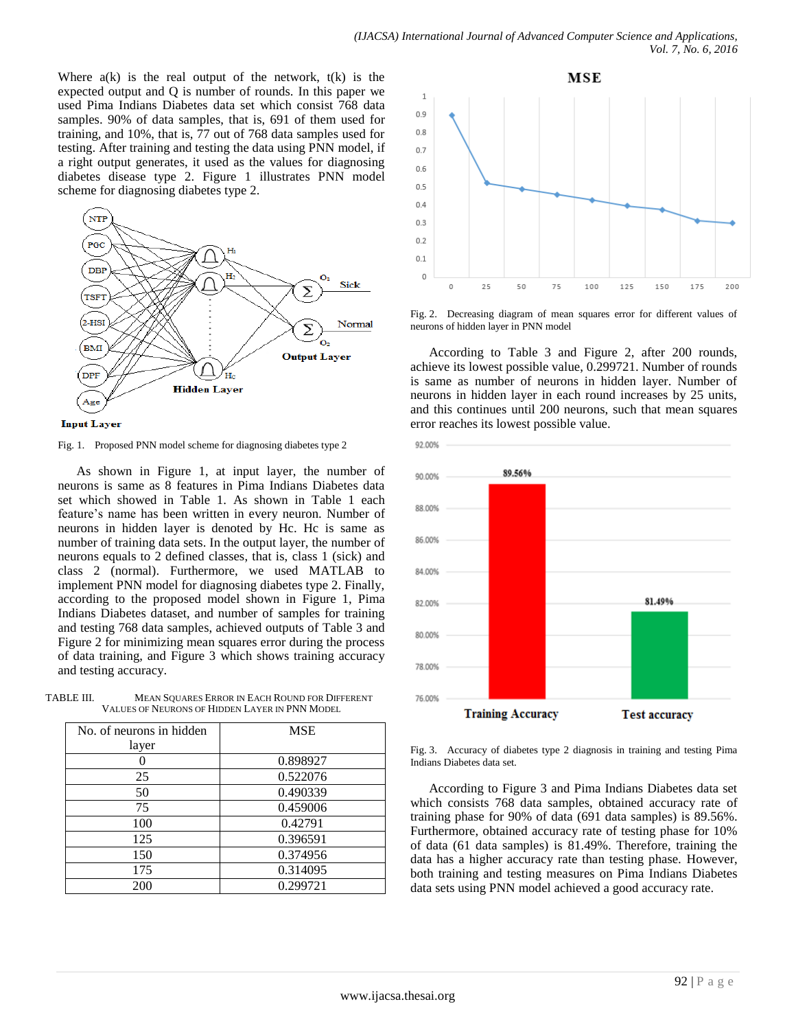Where a(k) is the real output of the network, t(k) is the expected output and Q is number of rounds. In this paper we used Pima Indians Diabetes data set which consist 768 data samples. 90% of data samples, that is, 691 of them used for training, and 10%, that is, 77 out of 768 data samples used for testing. After training and testing the data using PNN model, if a right output generates, it used as the values for diagnosing diabetes disease type 2. Figure 1 illustrates PNN model scheme for diagnosing diabetes type 2.

Fig. 1. Proposed PNN model scheme for diagnosing diabetes type 2

As shown in Figure 1, at input layer, the number of neurons is same as 8 features in Pima Indians Diabetes data set which showed in Table 1. As shown in Table 1 each feature's name has been written in every neuron. Number of neurons in hidden layer is denoted by Hc. Hc is same as number of training data sets. In the output layer, the number of neurons equals to 2 defined classes, that is, class 1 (sick) and class 2 (normal). Furthermore, we used MATLAB to implement PNN model for diagnosing diabetes type 2. Finally, according to the proposed model shown in Figure 1, Pima Indians Diabetes dataset, and number of samples for training and testing 768 data samples, achieved outputs of Table 3 and Figure 2 for minimizing mean squares error during the process of data training, and Figure 3 which shows training accuracy and testing accuracy.

TABLE III. MEAN SQUARES ERROR IN EACH ROUND FOR DIFFERENT VALUES OF NEURONS OF HIDDEN LAYER IN PNN MODEL

| No. of neurons in hidden layer | MSE |
|---|---|
| 0 | 0.898927 |
| 25 | 0.522076 |
| 50 | 0.490339 |
| 75 | 0.459006 |
| 100 | 0.42791 |
| 125 | 0.396591 |
| 150 | 0.374956 |
| 175 | 0.314095 |
| 200 | 0.299721 |

Fig. 2. Decreasing diagram of mean squares error for different values of neurons of hidden layer in PNN model

According to Table 3 and Figure 2, after 200 rounds, achieve its lowest possible value, 0.299721. Number of rounds is same as number of neurons in hidden layer. Number of neurons in hidden layer in each round increases by 25 units, and this continues until 200 neurons, such that mean squares error reaches its lowest possible value.

Fig. 3. Accuracy of diabetes type 2 diagnosis in training and testing Pima Indians Diabetes data set.

According to Figure 3 and Pima Indians Diabetes data set which consists 768 data samples, obtained accuracy rate of training phase for 90% of data (691 data samples) is 89.56%. Furthermore, obtained accuracy rate of testing phase for 10% of data (61 data samples) is 81.49%. Therefore, training the data has a higher accuracy rate than testing phase. However, both training and testing measures on Pima Indians Diabetes data sets using PNN model achieved a good accuracy rate.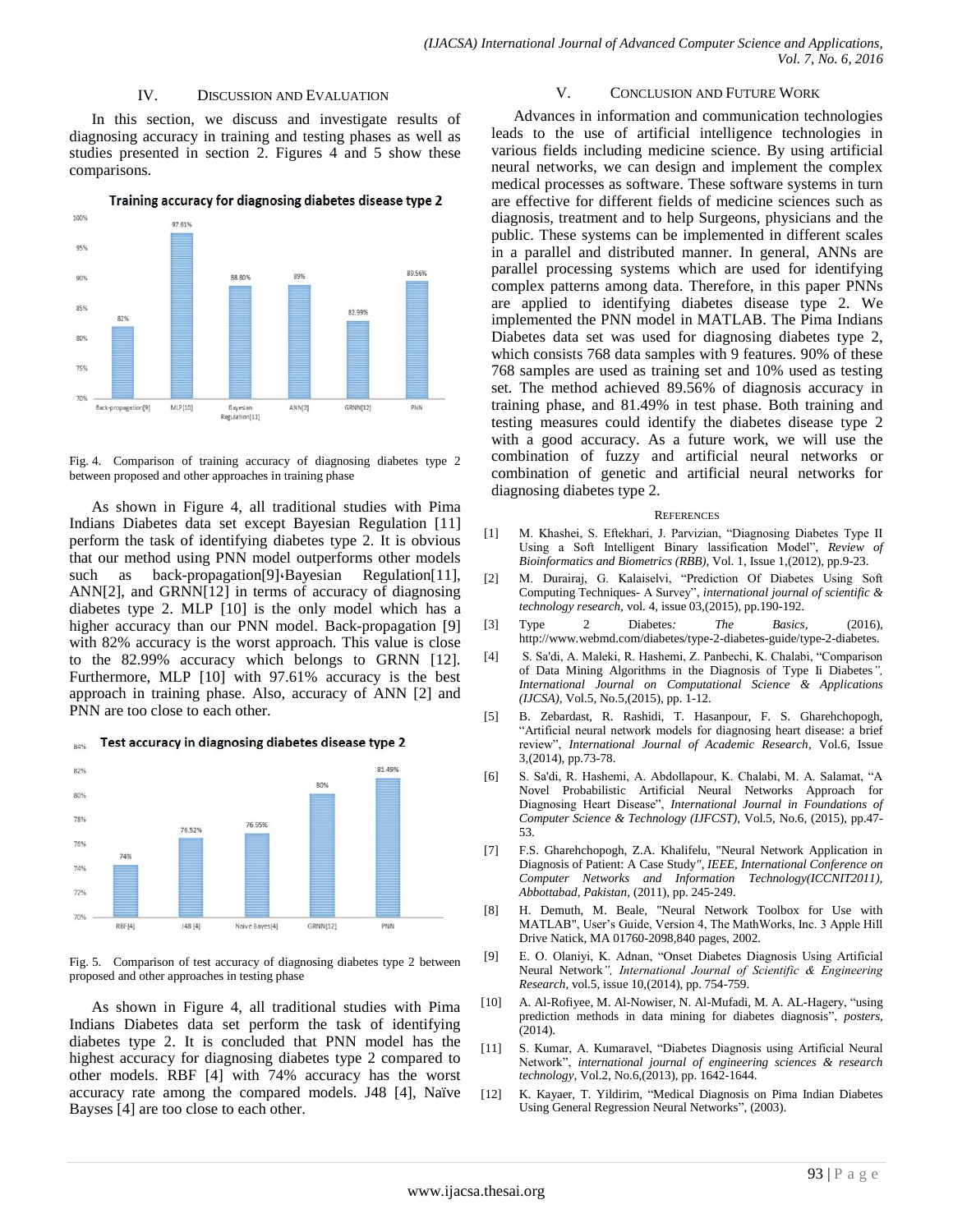## IV. Discussion and Evaluation

In this section, we discuss and investigate results of diagnosing accuracy in training and testing phases as well as studies presented in section 2. Figures 4 and 5 show these comparisons.

Fig. 4. Comparison of training accuracy of diagnosing diabetes type 2 between proposed and other approaches in training phase

As shown in Figure 4, all traditional studies with Pima Indians Diabetes data set except Bayesian Regulation [11] perform the task of identifying diabetes type 2. It is obvious that our method using PNN model outperforms other models such as back-propagation[9]،Bayesian Regulation[11], ANN[2], and GRNN[12] in terms of accuracy of diagnosing diabetes type 2. MLP [10] is the only model which has a higher accuracy than our PNN model. Back-propagation [9] with 82% accuracy is the worst approach. This value is close to the 82.99% accuracy which belongs to GRNN [12]. Furthermore, MLP [10] with 97.61% accuracy is the best approach in training phase. Also, accuracy of ANN [2] and PNN are too close to each other.

Fig. 5. Comparison of test accuracy of diagnosing diabetes type 2 between proposed and other approaches in testing phase

As shown in Figure 4, all traditional studies with Pima Indians Diabetes data set perform the task of identifying diabetes type 2. It is concluded that PNN model has the highest accuracy for diagnosing diabetes type 2 compared to other models. RBF [4] with 74% accuracy has the worst accuracy rate among the compared models. J48 [4], Naïve Bayses [4] are too close to each other.

## V. Conclusion and Future Work

Advances in information and communication technologies leads to the use of artificial intelligence technologies in various fields including medicine science. By using artificial neural networks, we can design and implement the complex medical processes as software. These software systems in turn are effective for different fields of medicine sciences such as diagnosis, treatment and to help Surgeons, physicians and the public. These systems can be implemented in different scales in a parallel and distributed manner. In general, ANNs are parallel processing systems which are used for identifying complex patterns among data. Therefore, in this paper PNNs are applied to identifying diabetes disease type 2. We implemented the PNN model in MATLAB. The Pima Indians Diabetes data set was used for diagnosing diabetes type 2, which consists 768 data samples with 9 features. 90% of these 768 samples are used as training set and 10% used as testing set. The method achieved 89.56% of diagnosis accuracy in training phase, and 81.49% in test phase. Both training and testing measures could identify the diabetes disease type 2 with a good accuracy. As a future work, we will use the combination of fuzzy and artificial neural networks or combination of genetic and artificial neural networks for diagnosing diabetes type 2.

## References

[1] M. Khashei, S. Eftekhari, J. Parvizian, "Diagnosing Diabetes Type II Using a Soft Intelligent Binary lassification Model", *Review of Bioinformatics and Biometrics (RBB)*, Vol. 1, Issue 1,(2012), pp.9-23.

[2] M. Durairaj, G. Kalaiselvi, "Prediction Of Diabetes Using Soft Computing Techniques- A Survey", *international journal of scientific & technology research*, vol. 4, issue 03,(2015), pp.190-192.

[3] Type 2 Diabetes*: The Basics*, (2016), http://www.webmd.com/diabetes/type-2-diabetes-guide/type-2-diabetes.

[4] S. Sa'di, A. Maleki, R. Hashemi, Z. Panbechi, K. Chalabi, "Comparison of Data Mining Algorithms in the Diagnosis of Type Ii Diabetes*", International Journal on Computational Science & Applications (IJCSA)*, Vol.5, No.5,(2015), pp. 1-12.

[5] B. Zebardast, R. Rashidi, T. Hasanpour, F. S. Gharehchopogh, "Artificial neural network models for diagnosing heart disease: a brief review", *International Journal of Academic Research*, Vol.6, Issue 3,(2014), pp.73-78.

[6] S. Sa'di, R. Hashemi, A. Abdollapour, K. Chalabi, M. A. Salamat, "A Novel Probabilistic Artificial Neural Networks Approach for Diagnosing Heart Disease", *International Journal in Foundations of Computer Science & Technology (IJFCST)*, Vol.5, No.6, (2015), pp.47-53.

[7] F.S. Gharehchopogh, Z.A. Khalifelu, "Neural Network Application in Diagnosis of Patient: A Case Study*", IEEE, International Conference on Computer Networks and Information Technology(ICCNIT2011), Abbottabad, Pakistan*, (2011), pp. 245-249.

[8] H. Demuth, M. Beale, "Neural Network Toolbox for Use with MATLAB", User's Guide, Version 4, The MathWorks, Inc. 3 Apple Hill Drive Natick, MA 01760-2098,840 pages, 2002.

[9] E. O. Olaniyi, K. Adnan, "Onset Diabetes Diagnosis Using Artificial Neural Network*", International Journal of Scientific & Engineering Research*, vol.5, issue 10,(2014), pp. 754-759.

[10] A. Al-Rofiyee, M. Al-Nowiser, N. Al-Mufadi, M. A. AL-Hagery, "using prediction methods in data mining for diabetes diagnosis", *posters*, (2014).

[11] S. Kumar, A. Kumaravel, "Diabetes Diagnosis using Artificial Neural Network", *international journal of engineering sciences & research technology*, Vol.2, No.6,(2013), pp. 1642-1644.

[12] K. Kayaer, T. Yildirim, "Medical Diagnosis on Pima Indian Diabetes Using General Regression Neural Networks", (2003).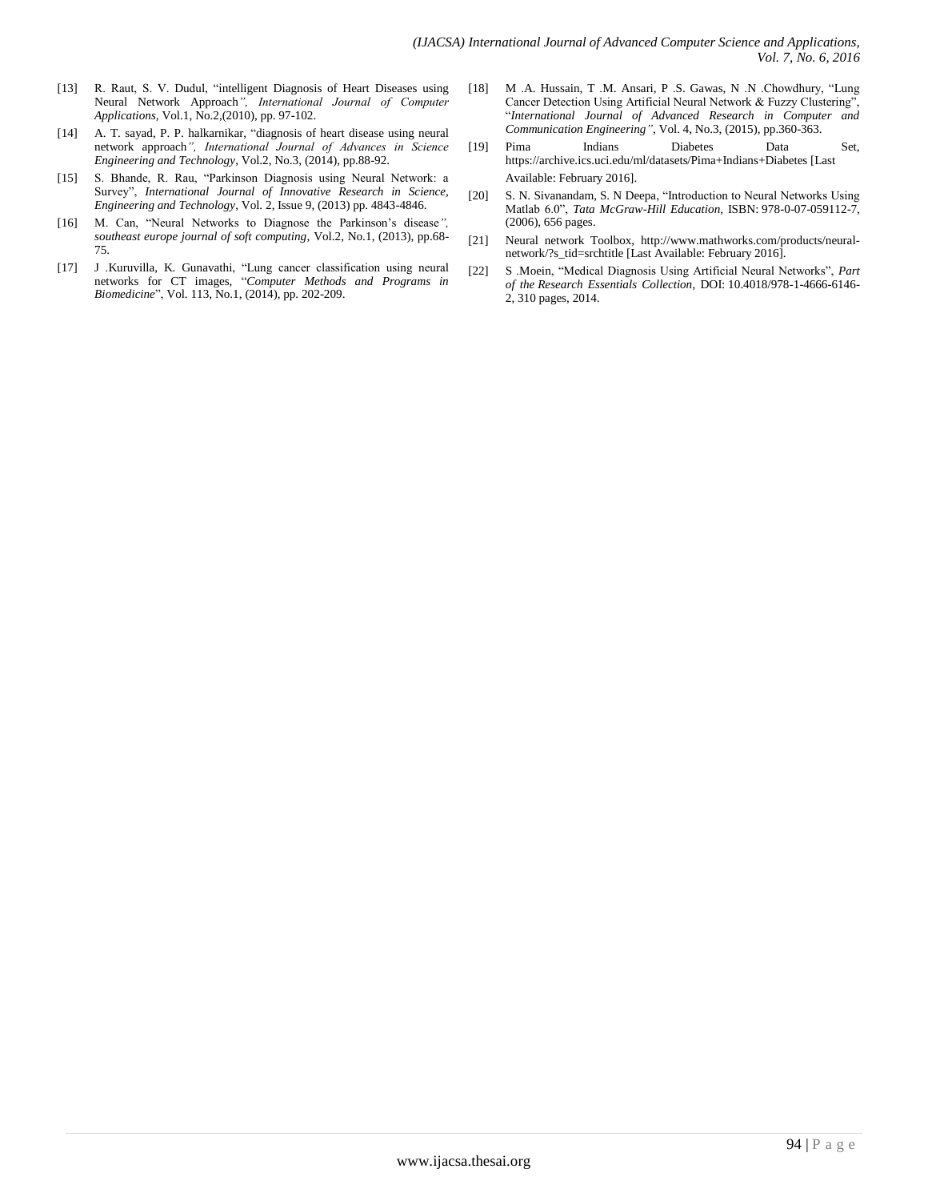[13] R. Raut, S. V. Dudul, "intelligent Diagnosis of Heart Diseases using Neural Network Approach*", International Journal of Computer Applications*, Vol.1, No.2,(2010), pp. 97-102.

[14] A. T. sayad, P. P. halkarnikar, "diagnosis of heart disease using neural network approach*", International Journal of Advances in Science Engineering and Technology*, Vol.2, No.3, (2014), pp.88-92.

[15] S. Bhande, R. Rau, "Parkinson Diagnosis using Neural Network: a Survey", *International Journal of Innovative Research in Science, Engineering and Technology*, Vol. 2, Issue 9, (2013) pp. 4843-4846.

[16] M. Can, "Neural Networks to Diagnose the Parkinson's disease*", southeast europe journal of soft computing*, Vol.2, No.1, (2013), pp.68-75.

[17] J .Kuruvilla, K. Gunavathi, "Lung cancer classification using neural networks for CT images, "*Computer Methods and Programs in Biomedicine*", Vol. 113, No.1, (2014), pp. 202-209.

[18] M .A. Hussain, T .M. Ansari, P .S. Gawas, N .N .Chowdhury, "Lung Cancer Detection Using Artificial Neural Network & Fuzzy Clustering", "*International Journal of Advanced Research in Computer and Communication Engineering"*, Vol. 4, No.3, (2015), pp.360-363.

[19] Pima Indians Diabetes Data Set, https://archive.ics.uci.edu/ml/datasets/Pima+Indians+Diabetes [Last Available: February 2016].

[20] S. N. Sivanandam, S. N Deepa, "Introduction to Neural Networks Using Matlab 6.0", *Tata McGraw-Hill Education*, ISBN: 978-0-07-059112-7, (2006), 656 pages.

[21] Neural network Toolbox, http://www.mathworks.com/products/neural-network/?s_tid=srchtitle [Last Available: February 2016].

[22] S .Moein, "Medical Diagnosis Using Artificial Neural Networks", *Part of the Research Essentials Collection*, DOI: 10.4018/978-1-4666-6146-2, 310 pages, 2014.